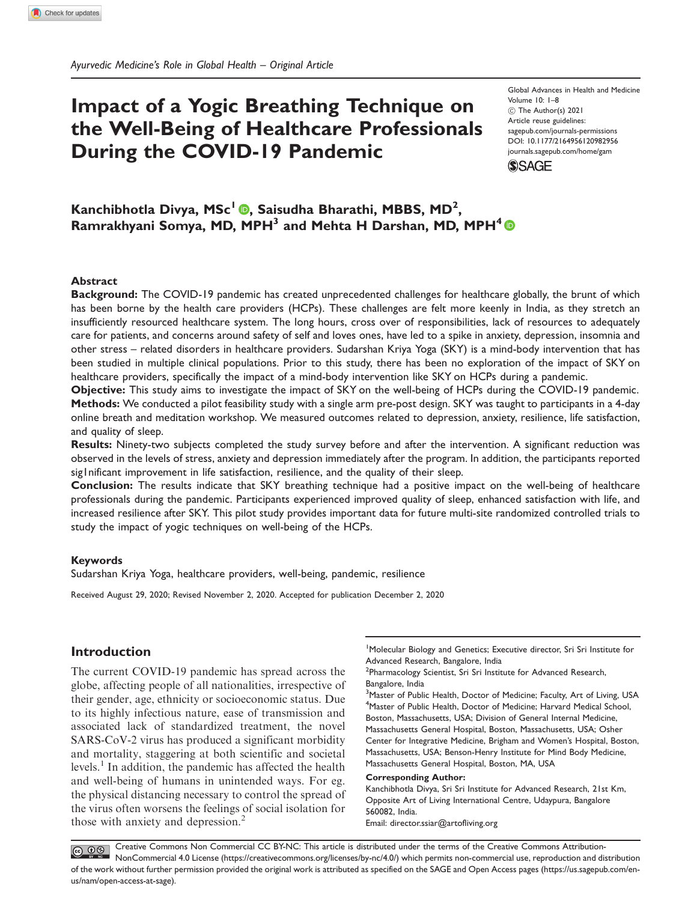*Ayurvedic Medicine's Role in Global Health – Original Article*

# Impact of a Yogic Breathing Technique on the Well-Being of Healthcare Professionals During the COVID-19 Pandemic

Global Advances in Health and Medicine
Volume 10: 1–8
© The Author(s) 2021
Article reuse guidelines:
sagepub.com/journals-permissions
DOI: 10.1177/2164956120982956
journals.sagepub.com/home/gam

**Kanchibhotla Divya, MSc[1], Saisudha Bharathi, MBBS, MD[2], Ramrakhyani Somya, MD, MPH[3] and Mehta H Darshan, MD, MPH[4]**

## Abstract

**Background:** The COVID-19 pandemic has created unprecedented challenges for healthcare globally, the brunt of which has been borne by the health care providers (HCPs). These challenges are felt more keenly in India, as they stretch an insufficiently resourced healthcare system. The long hours, cross over of responsibilities, lack of resources to adequately care for patients, and concerns around safety of self and loves ones, have led to a spike in anxiety, depression, insomnia and other stress – related disorders in healthcare providers. Sudarshan Kriya Yoga (SKY) is a mind-body intervention that has been studied in multiple clinical populations. Prior to this study, there has been no exploration of the impact of SKY on healthcare providers, specifically the impact of a mind-body intervention like SKY on HCPs during a pandemic.

**Objective:** This study aims to investigate the impact of SKY on the well-being of HCPs during the COVID-19 pandemic.

**Methods:** We conducted a pilot feasibility study with a single arm pre-post design. SKY was taught to participants in a 4-day online breath and meditation workshop. We measured outcomes related to depression, anxiety, resilience, life satisfaction, and quality of sleep.

**Results:** Ninety-two subjects completed the study survey before and after the intervention. A significant reduction was observed in the levels of stress, anxiety and depression immediately after the program. In addition, the participants reported sig1nificant improvement in life satisfaction, resilience, and the quality of their sleep.

**Conclusion:** The results indicate that SKY breathing technique had a positive impact on the well-being of healthcare professionals during the pandemic. Participants experienced improved quality of sleep, enhanced satisfaction with life, and increased resilience after SKY. This pilot study provides important data for future multi-site randomized controlled trials to study the impact of yogic techniques on well-being of the HCPs.

### Keywords

Sudarshan Kriya Yoga, healthcare providers, well-being, pandemic, resilience

Received August 29, 2020; Revised November 2, 2020. Accepted for publication December 2, 2020

## Introduction

The current COVID-19 pandemic has spread across the globe, affecting people of all nationalities, irrespective of their gender, age, ethnicity or socioeconomic status. Due to its highly infectious nature, ease of transmission and associated lack of standardized treatment, the novel SARS-CoV-2 virus has produced a significant morbidity and mortality, staggering at both scientific and societal levels.[1] In addition, the pandemic has affected the health and well-being of humans in unintended ways. For eg. the physical distancing necessary to control the spread of the virus often worsens the feelings of social isolation for those with anxiety and depression.[2]

[1]Molecular Biology and Genetics; Executive director, Sri Sri Institute for Advanced Research, Bangalore, India
[2]Pharmacology Scientist, Sri Sri Institute for Advanced Research, Bangalore, India
[3]Master of Public Health, Doctor of Medicine; Faculty, Art of Living, USA
[4]Master of Public Health, Doctor of Medicine; Harvard Medical School, Boston, Massachusetts, USA; Division of General Internal Medicine, Massachusetts General Hospital, Boston, Massachusetts, USA; Osher Center for Integrative Medicine, Brigham and Women's Hospital, Boston, Massachusetts, USA; Benson-Henry Institute for Mind Body Medicine, Massachusetts General Hospital, Boston, MA, USA

**Corresponding Author:**
Kanchibhotla Divya, Sri Sri Institute for Advanced Research, 21st Km, Opposite Art of Living International Centre, Udaypura, Bangalore 560082, India.
Email: director.ssiar@artofliving.org

Creative Commons Non Commercial CC BY-NC: This article is distributed under the terms of the Creative Commons Attribution-NonCommercial 4.0 License (https://creativecommons.org/licenses/by-nc/4.0/) which permits non-commercial use, reproduction and distribution of the work without further permission provided the original work is attributed as specified on the SAGE and Open Access pages (https://us.sagepub.com/en-us/nam/open-access-at-sage).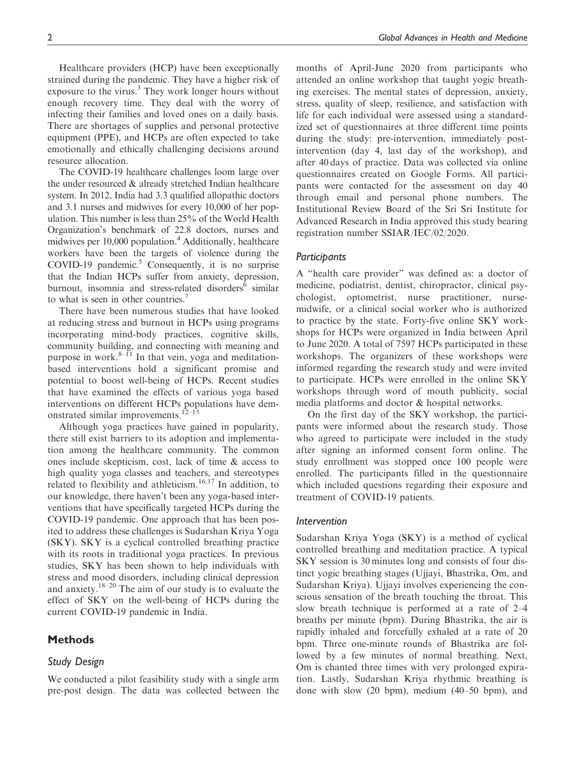Healthcare providers (HCP) have been exceptionally strained during the pandemic. They have a higher risk of exposure to the virus.[3] They work longer hours without enough recovery time. They deal with the worry of infecting their families and loved ones on a daily basis. There are shortages of supplies and personal protective equipment (PPE), and HCPs are often expected to take emotionally and ethically challenging decisions around resource allocation.

The COVID-19 healthcare challenges loom large over the under resourced & already stretched Indian healthcare system. In 2012, India had 3.3 qualified allopathic doctors and 3.1 nurses and midwives for every 10,000 of her population. This number is less than 25% of the World Health Organization's benchmark of 22.8 doctors, nurses and midwives per 10,000 population.[4] Additionally, healthcare workers have been the targets of violence during the COVID-19 pandemic.[5] Consequently, it is no surprise that the Indian HCPs suffer from anxiety, depression, burnout, insomnia and stress-related disorders[6] similar to what is seen in other countries.[7]

There have been numerous studies that have looked at reducing stress and burnout in HCPs using programs incorporating mind-body practices, cognitive skills, community building, and connecting with meaning and purpose in work.[8–11] In that vein, yoga and meditation-based interventions hold a significant promise and potential to boost well-being of HCPs. Recent studies that have examined the effects of various yoga based interventions on different HCPs populations have demonstrated similar improvements.[12–15]

Although yoga practices have gained in popularity, there still exist barriers to its adoption and implementation among the healthcare community. The common ones include skepticism, cost, lack of time & access to high quality yoga classes and teachers, and stereotypes related to flexibility and athleticism.[16,17] In addition, to our knowledge, there haven't been any yoga-based interventions that have specifically targeted HCPs during the COVID-19 pandemic. One approach that has been posited to address these challenges is Sudarshan Kriya Yoga (SKY). SKY is a cyclical controlled breathing practice with its roots in traditional yoga practices. In previous studies, SKY has been shown to help individuals with stress and mood disorders, including clinical depression and anxiety.[18–20] The aim of our study is to evaluate the effect of SKY on the well-being of HCPs during the current COVID-19 pandemic in India.

## Methods

### Study Design

We conducted a pilot feasibility study with a single arm pre-post design. The data was collected between the months of April-June 2020 from participants who attended an online workshop that taught yogic breathing exercises. The mental states of depression, anxiety, stress, quality of sleep, resilience, and satisfaction with life for each individual were assessed using a standardized set of questionnaires at three different time points during the study: pre-intervention, immediately post-intervention (day 4, last day of the workshop), and after 40 days of practice. Data was collected via online questionnaires created on Google Forms. All participants were contacted for the assessment on day 40 through email and personal phone numbers. The Institutional Review Board of the Sri Sri Institute for Advanced Research in India approved this study bearing registration number SSIAR/IEC/02/2020.

### Participants

A "health care provider" was defined as: a doctor of medicine, podiatrist, dentist, chiropractor, clinical psychologist, optometrist, nurse practitioner, nurse-midwife, or a clinical social worker who is authorized to practice by the state. Forty-five online SKY workshops for HCPs were organized in India between April to June 2020. A total of 7597 HCPs participated in these workshops. The organizers of these workshops were informed regarding the research study and were invited to participate. HCPs were enrolled in the online SKY workshops through word of mouth publicity, social media platforms and doctor & hospital networks.

On the first day of the SKY workshop, the participants were informed about the research study. Those who agreed to participate were included in the study after signing an informed consent form online. The study enrollment was stopped once 100 people were enrolled. The participants filled in the questionnaire which included questions regarding their exposure and treatment of COVID-19 patients.

### Intervention

Sudarshan Kriya Yoga (SKY) is a method of cyclical controlled breathing and meditation practice. A typical SKY session is 30 minutes long and consists of four distinct yogic breathing stages (Ujjayi, Bhastrika, Om, and Sudarshan Kriya). Ujjayi involves experiencing the conscious sensation of the breath touching the throat. This slow breath technique is performed at a rate of 2–4 breaths per minute (bpm). During Bhastrika, the air is rapidly inhaled and forcefully exhaled at a rate of 20 bpm. Three one-minute rounds of Bhastrika are followed by a few minutes of normal breathing. Next, Om is chanted three times with very prolonged expiration. Lastly, Sudarshan Kriya rhythmic breathing is done with slow (20 bpm), medium (40–50 bpm), and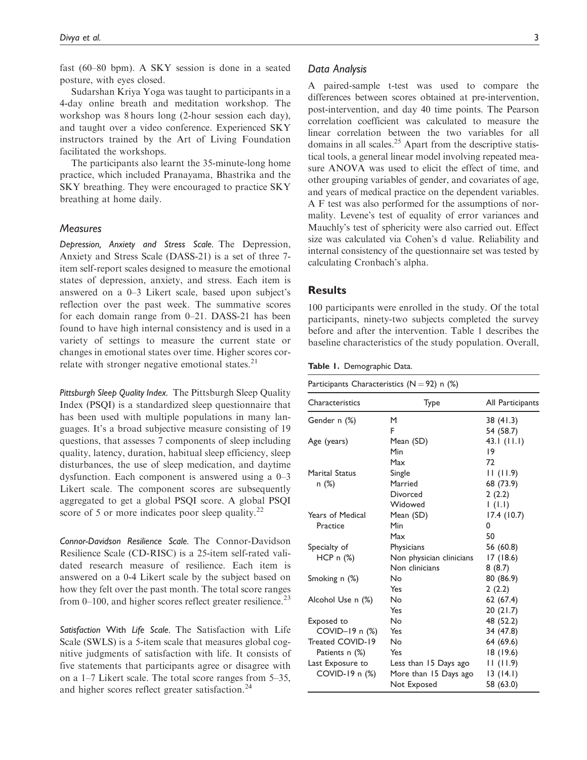fast (60–80 bpm). A SKY session is done in a seated posture, with eyes closed.

Sudarshan Kriya Yoga was taught to participants in a 4-day online breath and meditation workshop. The workshop was 8 hours long (2-hour session each day), and taught over a video conference. Experienced SKY instructors trained by the Art of Living Foundation facilitated the workshops.

The participants also learnt the 35-minute-long home practice, which included Pranayama, Bhastrika and the SKY breathing. They were encouraged to practice SKY breathing at home daily.

### Measures

*Depression, Anxiety and Stress Scale.* The Depression, Anxiety and Stress Scale (DASS-21) is a set of three 7-item self-report scales designed to measure the emotional states of depression, anxiety, and stress. Each item is answered on a 0–3 Likert scale, based upon subject's reflection over the past week. The summative scores for each domain range from 0–21. DASS-21 has been found to have high internal consistency and is used in a variety of settings to measure the current state or changes in emotional states over time. Higher scores correlate with stronger negative emotional states.[21]

*Pittsburgh Sleep Quality Index.* The Pittsburgh Sleep Quality Index (PSQI) is a standardized sleep questionnaire that has been used with multiple populations in many languages. It's a broad subjective measure consisting of 19 questions, that assesses 7 components of sleep including quality, latency, duration, habitual sleep efficiency, sleep disturbances, the use of sleep medication, and daytime dysfunction. Each component is answered using a 0–3 Likert scale. The component scores are subsequently aggregated to get a global PSQI score. A global PSQI score of 5 or more indicates poor sleep quality.[22]

*Connor-Davidson Resilience Scale.* The Connor-Davidson Resilience Scale (CD-RISC) is a 25-item self-rated validated research measure of resilience. Each item is answered on a 0-4 Likert scale by the subject based on how they felt over the past month. The total score ranges from 0–100, and higher scores reflect greater resilience.[23]

*Satisfaction With Life Scale.* The Satisfaction with Life Scale (SWLS) is a 5-item scale that measures global cognitive judgments of satisfaction with life. It consists of five statements that participants agree or disagree with on a 1–7 Likert scale. The total score ranges from 5–35, and higher scores reflect greater satisfaction.[24]

### Data Analysis

A paired-sample t-test was used to compare the differences between scores obtained at pre-intervention, post-intervention, and day 40 time points. The Pearson correlation coefficient was calculated to measure the linear correlation between the two variables for all domains in all scales.[25] Apart from the descriptive statistical tools, a general linear model involving repeated measure ANOVA was used to elicit the effect of time, and other grouping variables of gender, and covariates of age, and years of medical practice on the dependent variables. A F test was also performed for the assumptions of normality. Levene's test of equality of error variances and Mauchly's test of sphericity were also carried out. Effect size was calculated via Cohen's d value. Reliability and internal consistency of the questionnaire set was tested by calculating Cronbach's alpha.

## Results

100 participants were enrolled in the study. Of the total participants, ninety-two subjects completed the survey before and after the intervention. Table 1 describes the baseline characteristics of the study population. Overall,

**Table 1.** Demographic Data.

| Participants Characteristics (N = 92) n (%) | | |
|---|---|---|
| Characteristics | Type | All Participants |
| Gender n (%) | M | 38 (41.3) |
| | F | 54 (58.7) |
| Age (years) | Mean (SD) | 43.1 (11.1) |
| | Min | 19 |
| | Max | 72 |
| Marital Status n (%) | Single | 11 (11.9) |
| | Married | 68 (73.9) |
| | Divorced | 2 (2.2) |
| | Widowed | 1 (1.1) |
| Years of Medical Practice | Mean (SD) | 17.4 (10.7) |
| | Min | 0 |
| | Max | 50 |
| Specialty of HCP n (%) | Physicians | 56 (60.8) |
| | Non physician clinicians | 17 (18.6) |
| | Non clinicians | 8 (8.7) |
| Smoking n (%) | No | 80 (86.9) |
| | Yes | 2 (2.2) |
| Alcohol Use n (%) | No | 62 (67.4) |
| | Yes | 20 (21.7) |
| Exposed to COVID–19 n (%) | No | 48 (52.2) |
| | Yes | 34 (47.8) |
| Treated COVID-19 Patients n (%) | No | 64 (69.6) |
| | Yes | 18 (19.6) |
| Last Exposure to COVID-19 n (%) | Less than 15 Days ago | 11 (11.9) |
| | More than 15 Days ago | 13 (14.1) |
| | Not Exposed | 58 (63.0) |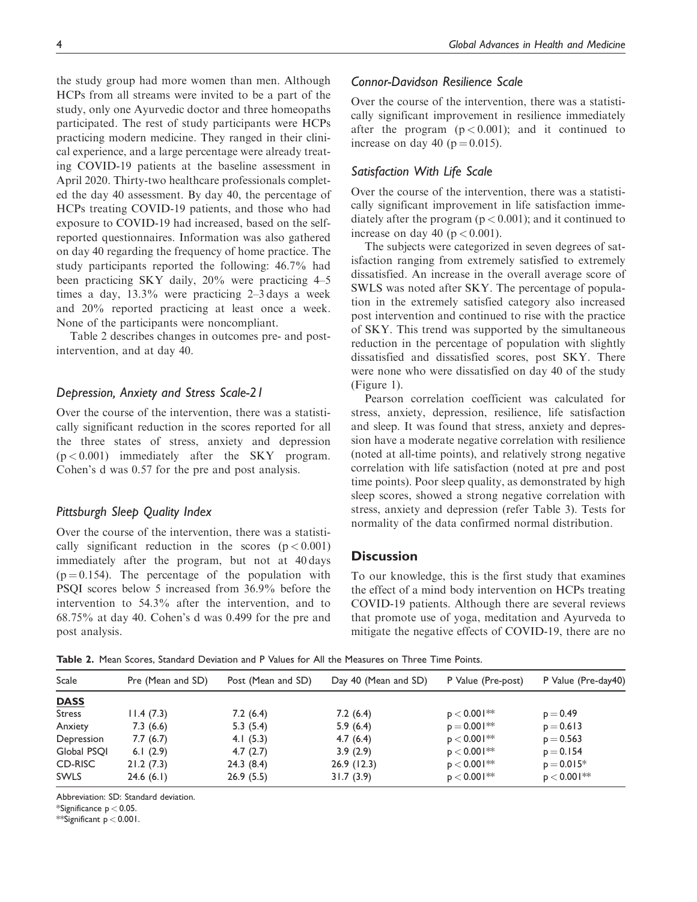the study group had more women than men. Although HCPs from all streams were invited to be a part of the study, only one Ayurvedic doctor and three homeopaths participated. The rest of study participants were HCPs practicing modern medicine. They ranged in their clinical experience, and a large percentage were already treating COVID-19 patients at the baseline assessment in April 2020. Thirty-two healthcare professionals completed the day 40 assessment. By day 40, the percentage of HCPs treating COVID-19 patients, and those who had exposure to COVID-19 had increased, based on the self-reported questionnaires. Information was also gathered on day 40 regarding the frequency of home practice. The study participants reported the following: 46.7% had been practicing SKY daily, 20% were practicing 4–5 times a day, 13.3% were practicing 2–3 days a week and 20% reported practicing at least once a week. None of the participants were noncompliant.

Table 2 describes changes in outcomes pre- and post-intervention, and at day 40.

### *Depression, Anxiety and Stress Scale-21*

Over the course of the intervention, there was a statistically significant reduction in the scores reported for all the three states of stress, anxiety and depression ($p < 0.001$) immediately after the SKY program. Cohen's d was 0.57 for the pre and post analysis.

### *Pittsburgh Sleep Quality Index*

Over the course of the intervention, there was a statistically significant reduction in the scores ($p < 0.001$) immediately after the program, but not at 40 days ($p = 0.154$). The percentage of the population with PSQI scores below 5 increased from 36.9% before the intervention to 54.3% after the intervention, and to 68.75% at day 40. Cohen's d was 0.499 for the pre and post analysis.

### *Connor-Davidson Resilience Scale*

Over the course of the intervention, there was a statistically significant improvement in resilience immediately after the program ($p < 0.001$); and it continued to increase on day 40 ($p = 0.015$).

### *Satisfaction With Life Scale*

Over the course of the intervention, there was a statistically significant improvement in life satisfaction immediately after the program ($p < 0.001$); and it continued to increase on day 40 ($p < 0.001$).

The subjects were categorized in seven degrees of satisfaction ranging from extremely satisfied to extremely dissatisfied. An increase in the overall average score of SWLS was noted after SKY. The percentage of population in the extremely satisfied category also increased post intervention and continued to rise with the practice of SKY. This trend was supported by the simultaneous reduction in the percentage of population with slightly dissatisfied and dissatisfied scores, post SKY. There were none who were dissatisfied on day 40 of the study (Figure 1).

Pearson correlation coefficient was calculated for stress, anxiety, depression, resilience, life satisfaction and sleep. It was found that stress, anxiety and depression have a moderate negative correlation with resilience (noted at all-time points), and relatively strong negative correlation with life satisfaction (noted at pre and post time points). Poor sleep quality, as demonstrated by high sleep scores, showed a strong negative correlation with stress, anxiety and depression (refer Table 3). Tests for normality of the data confirmed normal distribution.

## Discussion

To our knowledge, this is the first study that examines the effect of a mind body intervention on HCPs treating COVID-19 patients. Although there are several reviews that promote use of yoga, meditation and Ayurveda to mitigate the negative effects of COVID-19, there are no

**Table 2.** Mean Scores, Standard Deviation and P Values for All the Measures on Three Time Points.

| Scale | Pre (Mean and SD) | Post (Mean and SD) | Day 40 (Mean and SD) | P Value (Pre-post) | P Value (Pre-day40) |
|---|---|---|---|---|---|
| **DASS** | | | | | |
| Stress | 11.4 (7.3) | 7.2 (6.4) | 7.2 (6.4) | $p < 0.001$** | $p = 0.49$ |
| Anxiety | 7.3 (6.6) | 5.3 (5.4) | 5.9 (6.4) | $p = 0.001$** | $p = 0.613$ |
| Depression | 7.7 (6.7) | 4.1 (5.3) | 4.7 (6.4) | $p < 0.001$** | $p = 0.563$ |
| Global PSQI | 6.1 (2.9) | 4.7 (2.7) | 3.9 (2.9) | $p < 0.001$** | $p = 0.154$ |
| CD-RISC | 21.2 (7.3) | 24.3 (8.4) | 26.9 (12.3) | $p < 0.001$** | $p = 0.015$* |
| SWLS | 24.6 (6.1) | 26.9 (5.5) | 31.7 (3.9) | $p < 0.001$** | $p < 0.001$** |

Abbreviation: SD: Standard deviation.
*Significance $p < 0.05$.
**Significant $p < 0.001$.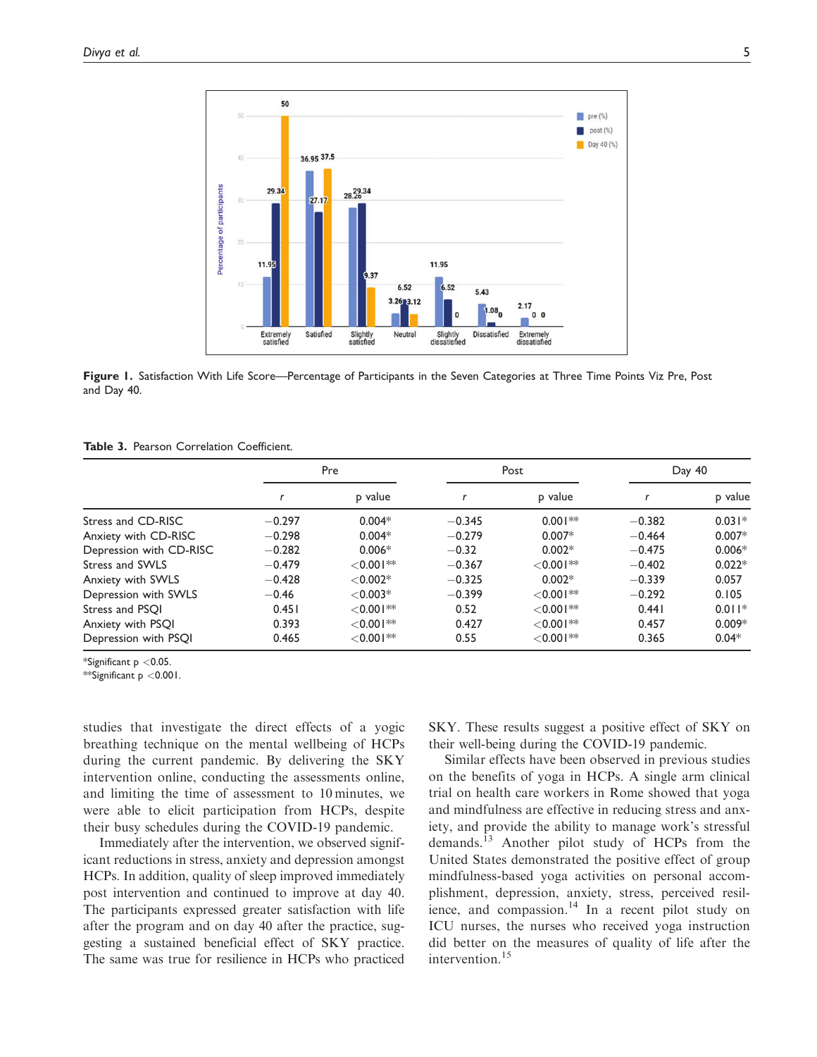**Figure 1.** Satisfaction With Life Score—Percentage of Participants in the Seven Categories at Three Time Points Viz Pre, Post and Day 40.

**Table 3.** Pearson Correlation Coefficient.

| | Pre | | Post | | Day 40 | |
|---|---|---|---|---|---|---|
| | r | p value | r | p value | r | p value |
| Stress and CD-RISC | −0.297 | 0.004* | −0.345 | 0.001** | −0.382 | 0.031* |
| Anxiety with CD-RISC | −0.298 | 0.004* | −0.279 | 0.007* | −0.464 | 0.007* |
| Depression with CD-RISC | −0.282 | 0.006* | −0.32 | 0.002* | −0.475 | 0.006* |
| Stress and SWLS | −0.479 | <0.001** | −0.367 | <0.001** | −0.402 | 0.022* |
| Anxiety with SWLS | −0.428 | <0.002* | −0.325 | 0.002* | −0.339 | 0.057 |
| Depression with SWLS | −0.46 | <0.003* | −0.399 | <0.001** | −0.292 | 0.105 |
| Stress and PSQI | 0.451 | <0.001** | 0.52 | <0.001** | 0.441 | 0.011* |
| Anxiety with PSQI | 0.393 | <0.001** | 0.427 | <0.001** | 0.457 | 0.009* |
| Depression with PSQI | 0.465 | <0.001** | 0.55 | <0.001** | 0.365 | 0.04* |

*Significant $p < 0.05$.
**Significant $p < 0.001$.

studies that investigate the direct effects of a yogic breathing technique on the mental wellbeing of HCPs during the current pandemic. By delivering the SKY intervention online, conducting the assessments online, and limiting the time of assessment to 10 minutes, we were able to elicit participation from HCPs, despite their busy schedules during the COVID-19 pandemic.

Immediately after the intervention, we observed significant reductions in stress, anxiety and depression amongst HCPs. In addition, quality of sleep improved immediately post intervention and continued to improve at day 40. The participants expressed greater satisfaction with life after the program and on day 40 after the practice, suggesting a sustained beneficial effect of SKY practice. The same was true for resilience in HCPs who practiced SKY. These results suggest a positive effect of SKY on their well-being during the COVID-19 pandemic.

Similar effects have been observed in previous studies on the benefits of yoga in HCPs. A single arm clinical trial on health care workers in Rome showed that yoga and mindfulness are effective in reducing stress and anxiety, and provide the ability to manage work's stressful demands.[13] Another pilot study of HCPs from the United States demonstrated the positive effect of group mindfulness-based yoga activities on personal accomplishment, depression, anxiety, stress, perceived resilience, and compassion.[14] In a recent pilot study on ICU nurses, the nurses who received yoga instruction did better on the measures of quality of life after the intervention.[15]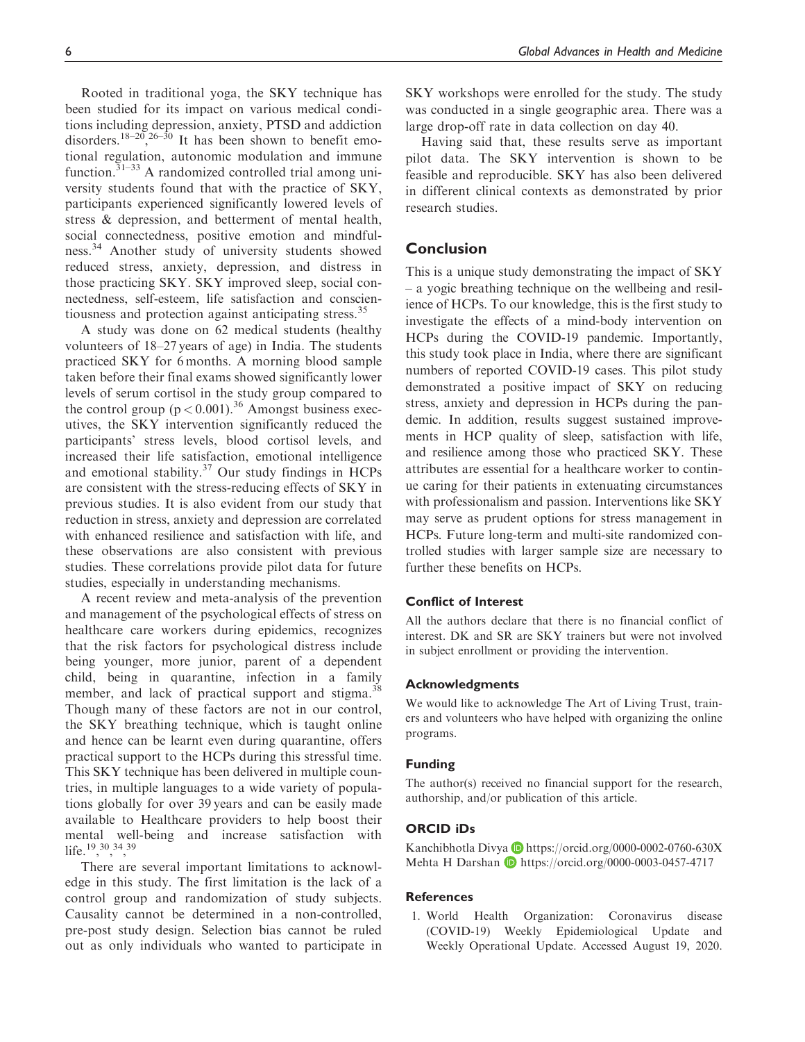Rooted in traditional yoga, the SKY technique has been studied for its impact on various medical conditions including depression, anxiety, PTSD and addiction disorders.[18–20,26–30] It has been shown to benefit emotional regulation, autonomic modulation and immune function.[31–33] A randomized controlled trial among university students found that with the practice of SKY, participants experienced significantly lowered levels of stress & depression, and betterment of mental health, social connectedness, positive emotion and mindfulness.[34] Another study of university students showed reduced stress, anxiety, depression, and distress in those practicing SKY. SKY improved sleep, social connectedness, self-esteem, life satisfaction and conscientiousness and protection against anticipating stress.[35]

A study was done on 62 medical students (healthy volunteers of 18–27 years of age) in India. The students practiced SKY for 6 months. A morning blood sample taken before their final exams showed significantly lower levels of serum cortisol in the study group compared to the control group ($p < 0.001$).[36] Amongst business executives, the SKY intervention significantly reduced the participants' stress levels, blood cortisol levels, and increased their life satisfaction, emotional intelligence and emotional stability.[37] Our study findings in HCPs are consistent with the stress-reducing effects of SKY in previous studies. It is also evident from our study that reduction in stress, anxiety and depression are correlated with enhanced resilience and satisfaction with life, and these observations are also consistent with previous studies. These correlations provide pilot data for future studies, especially in understanding mechanisms.

A recent review and meta-analysis of the prevention and management of the psychological effects of stress on healthcare care workers during epidemics, recognizes that the risk factors for psychological distress include being younger, more junior, parent of a dependent child, being in quarantine, infection in a family member, and lack of practical support and stigma.[38] Though many of these factors are not in our control, the SKY breathing technique, which is taught online and hence can be learnt even during quarantine, offers practical support to the HCPs during this stressful time. This SKY technique has been delivered in multiple countries, in multiple languages to a wide variety of populations globally for over 39 years and can be easily made available to Healthcare providers to help boost their mental well-being and increase satisfaction with life.[19,30,34,39]

There are several important limitations to acknowledge in this study. The first limitation is the lack of a control group and randomization of study subjects. Causality cannot be determined in a non-controlled, pre-post study design. Selection bias cannot be ruled out as only individuals who wanted to participate in SKY workshops were enrolled for the study. The study was conducted in a single geographic area. There was a large drop-off rate in data collection on day 40.

Having said that, these results serve as important pilot data. The SKY intervention is shown to be feasible and reproducible. SKY has also been delivered in different clinical contexts as demonstrated by prior research studies.

## Conclusion

This is a unique study demonstrating the impact of SKY – a yogic breathing technique on the wellbeing and resilience of HCPs. To our knowledge, this is the first study to investigate the effects of a mind-body intervention on HCPs during the COVID-19 pandemic. Importantly, this study took place in India, where there are significant numbers of reported COVID-19 cases. This pilot study demonstrated a positive impact of SKY on reducing stress, anxiety and depression in HCPs during the pandemic. In addition, results suggest sustained improvements in HCP quality of sleep, satisfaction with life, and resilience among those who practiced SKY. These attributes are essential for a healthcare worker to continue caring for their patients in extenuating circumstances with professionalism and passion. Interventions like SKY may serve as prudent options for stress management in HCPs. Future long-term and multi-site randomized controlled studies with larger sample size are necessary to further these benefits on HCPs.

### Conflict of Interest

All the authors declare that there is no financial conflict of interest. DK and SR are SKY trainers but were not involved in subject enrollment or providing the intervention.

### Acknowledgments

We would like to acknowledge The Art of Living Trust, trainers and volunteers who have helped with organizing the online programs.

### Funding

The author(s) received no financial support for the research, authorship, and/or publication of this article.

### ORCID iDs

Kanchibhotla Divya https://orcid.org/0000-0002-0760-630X
Mehta H Darshan https://orcid.org/0000-0003-0457-4717

### References

1. World Health Organization: Coronavirus disease (COVID-19) Weekly Epidemiological Update and Weekly Operational Update. Accessed August 19, 2020.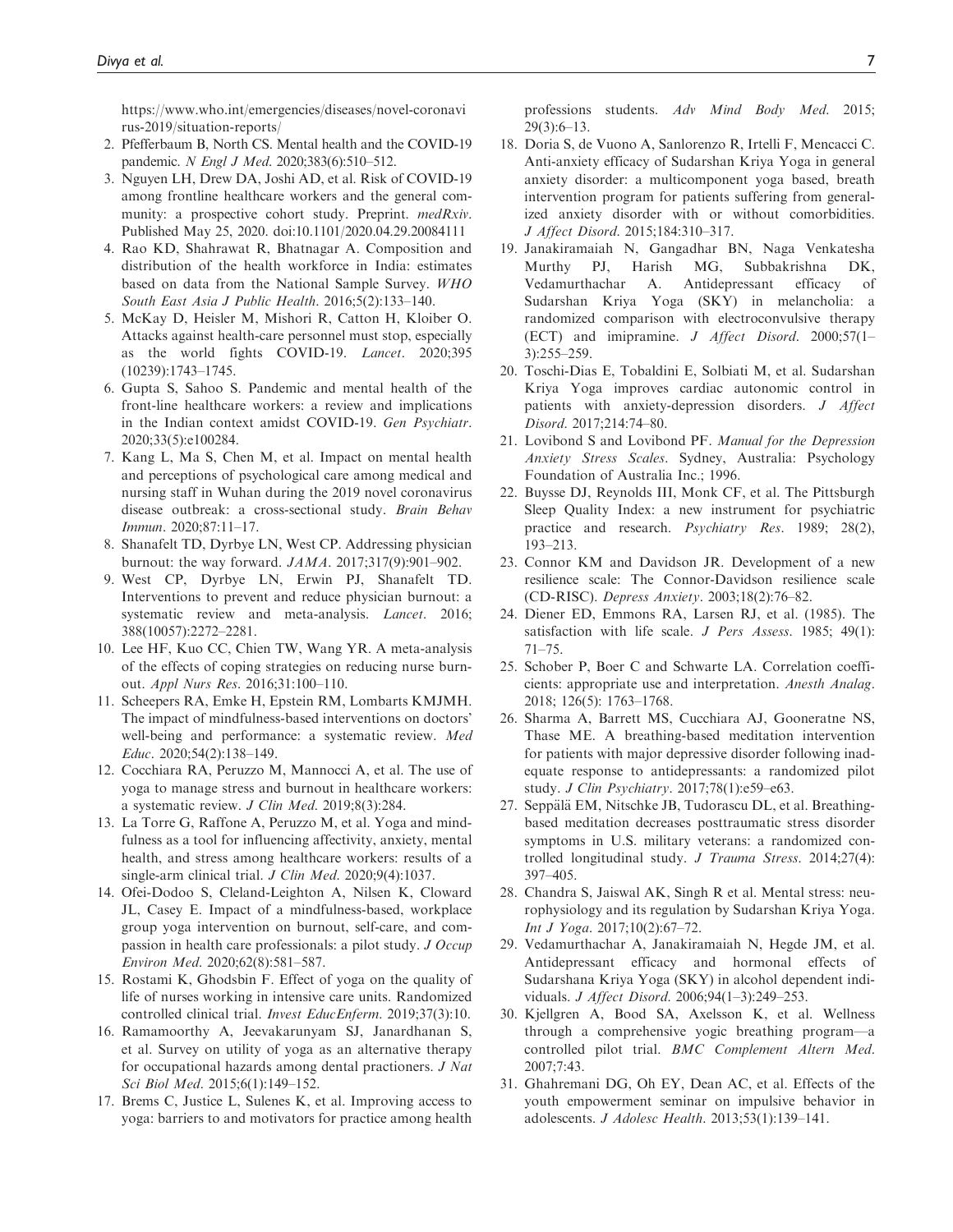https://www.who.int/emergencies/diseases/novel-coronavirus-2019/situation-reports/

2. Pfefferbaum B, North CS. Mental health and the COVID-19 pandemic. *N Engl J Med*. 2020;383(6):510–512.
3. Nguyen LH, Drew DA, Joshi AD, et al. Risk of COVID-19 among frontline healthcare workers and the general community: a prospective cohort study. Preprint. *medRxiv*. Published May 25, 2020. doi:10.1101/2020.04.29.20084111
4. Rao KD, Shahrawat R, Bhatnagar A. Composition and distribution of the health workforce in India: estimates based on data from the National Sample Survey. *WHO South East Asia J Public Health*. 2016;5(2):133–140.
5. McKay D, Heisler M, Mishori R, Catton H, Kloiber O. Attacks against health-care personnel must stop, especially as the world fights COVID-19. *Lancet*. 2020;395(10239):1743–1745.
6. Gupta S, Sahoo S. Pandemic and mental health of the front-line healthcare workers: a review and implications in the Indian context amidst COVID-19. *Gen Psychiatr*. 2020;33(5):e100284.
7. Kang L, Ma S, Chen M, et al. Impact on mental health and perceptions of psychological care among medical and nursing staff in Wuhan during the 2019 novel coronavirus disease outbreak: a cross-sectional study. *Brain Behav Immun*. 2020;87:11–17.
8. Shanafelt TD, Dyrbye LN, West CP. Addressing physician burnout: the way forward. *JAMA*. 2017;317(9):901–902.
9. West CP, Dyrbye LN, Erwin PJ, Shanafelt TD. Interventions to prevent and reduce physician burnout: a systematic review and meta-analysis. *Lancet*. 2016; 388(10057):2272–2281.
10. Lee HF, Kuo CC, Chien TW, Wang YR. A meta-analysis of the effects of coping strategies on reducing nurse burnout. *Appl Nurs Res*. 2016;31:100–110.
11. Scheepers RA, Emke H, Epstein RM, Lombarts KMJMH. The impact of mindfulness-based interventions on doctors' well-being and performance: a systematic review. *Med Educ*. 2020;54(2):138–149.
12. Cocchiara RA, Peruzzo M, Mannocci A, et al. The use of yoga to manage stress and burnout in healthcare workers: a systematic review. *J Clin Med*. 2019;8(3):284.
13. La Torre G, Raffone A, Peruzzo M, et al. Yoga and mindfulness as a tool for influencing affectivity, anxiety, mental health, and stress among healthcare workers: results of a single-arm clinical trial. *J Clin Med*. 2020;9(4):1037.
14. Ofei-Dodoo S, Cleland-Leighton A, Nilsen K, Cloward JL, Casey E. Impact of a mindfulness-based, workplace group yoga intervention on burnout, self-care, and compassion in health care professionals: a pilot study. *J Occup Environ Med*. 2020;62(8):581–587.
15. Rostami K, Ghodsbin F. Effect of yoga on the quality of life of nurses working in intensive care units. Randomized controlled clinical trial. *Invest EducEnferm*. 2019;37(3):10.
16. Ramamoorthy A, Jeevakarunyam SJ, Janardhanan S, et al. Survey on utility of yoga as an alternative therapy for occupational hazards among dental practioners. *J Nat Sci Biol Med*. 2015;6(1):149–152.
17. Brems C, Justice L, Sulenes K, et al. Improving access to yoga: barriers to and motivators for practice among health professions students. *Adv Mind Body Med*. 2015; 29(3):6–13.
18. Doria S, de Vuono A, Sanlorenzo R, Irtelli F, Mencacci C. Anti-anxiety efficacy of Sudarshan Kriya Yoga in general anxiety disorder: a multicomponent yoga based, breath intervention program for patients suffering from generalized anxiety disorder with or without comorbidities. *J Affect Disord*. 2015;184:310–317.
19. Janakiramaiah N, Gangadhar BN, Naga Venkatesha Murthy PJ, Harish MG, Subbakrishna DK, Vedamurthachar A. Antidepressant efficacy of Sudarshan Kriya Yoga (SKY) in melancholia: a randomized comparison with electroconvulsive therapy (ECT) and imipramine. *J Affect Disord*. 2000;57(1–3):255–259.
20. Toschi-Dias E, Tobaldini E, Solbiati M, et al. Sudarshan Kriya Yoga improves cardiac autonomic control in patients with anxiety-depression disorders. *J Affect Disord*. 2017;214:74–80.
21. Lovibond S and Lovibond PF. *Manual for the Depression Anxiety Stress Scales*. Sydney, Australia: Psychology Foundation of Australia Inc.; 1996.
22. Buysse DJ, Reynolds III, Monk CF, et al. The Pittsburgh Sleep Quality Index: a new instrument for psychiatric practice and research. *Psychiatry Res*. 1989; 28(2), 193–213.
23. Connor KM and Davidson JR. Development of a new resilience scale: The Connor-Davidson resilience scale (CD-RISC). *Depress Anxiety*. 2003;18(2):76–82.
24. Diener ED, Emmons RA, Larsen RJ, et al. (1985). The satisfaction with life scale. *J Pers Assess*. 1985; 49(1): 71–75.
25. Schober P, Boer C and Schwarte LA. Correlation coefficients: appropriate use and interpretation. *Anesth Analag*. 2018; 126(5): 1763–1768.
26. Sharma A, Barrett MS, Cucchiara AJ, Gooneratne NS, Thase ME. A breathing-based meditation intervention for patients with major depressive disorder following inadequate response to antidepressants: a randomized pilot study. *J Clin Psychiatry*. 2017;78(1):e59–e63.
27. Seppälä EM, Nitschke JB, Tudorascu DL, et al. Breathing-based meditation decreases posttraumatic stress disorder symptoms in U.S. military veterans: a randomized controlled longitudinal study. *J Trauma Stress*. 2014;27(4): 397–405.
28. Chandra S, Jaiswal AK, Singh R et al. Mental stress: neurophysiology and its regulation by Sudarshan Kriya Yoga. *Int J Yoga*. 2017;10(2):67–72.
29. Vedamurthachar A, Janakiramaiah N, Hegde JM, et al. Antidepressant efficacy and hormonal effects of Sudarshana Kriya Yoga (SKY) in alcohol dependent individuals. *J Affect Disord*. 2006;94(1–3):249–253.
30. Kjellgren A, Bood SA, Axelsson K, et al. Wellness through a comprehensive yogic breathing program—a controlled pilot trial. *BMC Complement Altern Med*. 2007;7:43.
31. Ghahremani DG, Oh EY, Dean AC, et al. Effects of the youth empowerment seminar on impulsive behavior in adolescents. *J Adolesc Health*. 2013;53(1):139–141.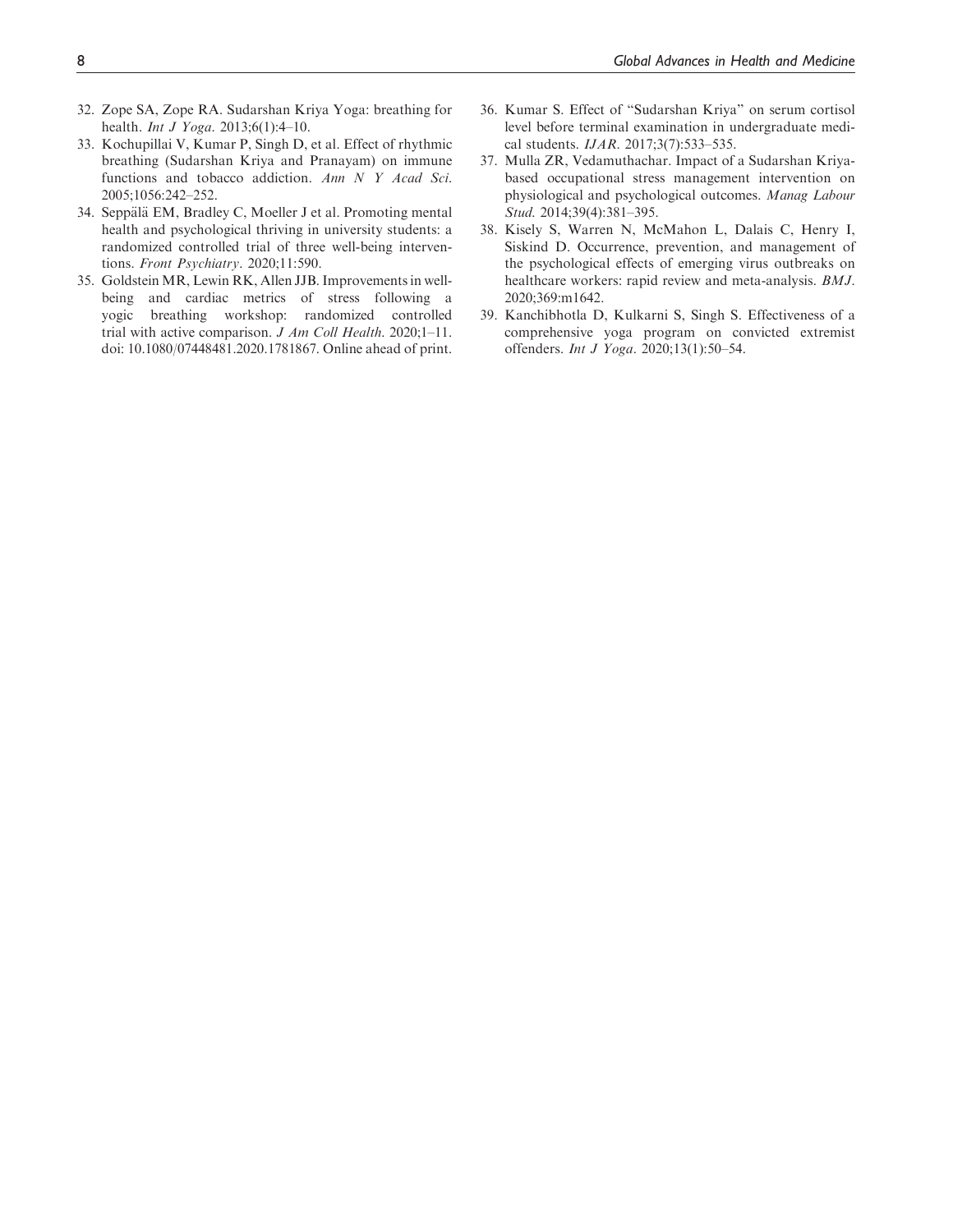32. Zope SA, Zope RA. Sudarshan Kriya Yoga: breathing for health. *Int J Yoga*. 2013;6(1):4–10.
33. Kochupillai V, Kumar P, Singh D, et al. Effect of rhythmic breathing (Sudarshan Kriya and Pranayam) on immune functions and tobacco addiction. *Ann N Y Acad Sci*. 2005;1056:242–252.
34. Seppälä EM, Bradley C, Moeller J et al. Promoting mental health and psychological thriving in university students: a randomized controlled trial of three well-being interventions. *Front Psychiatry*. 2020;11:590.
35. Goldstein MR, Lewin RK, Allen JJB. Improvements in well-being and cardiac metrics of stress following a yogic breathing workshop: randomized controlled trial with active comparison. *J Am Coll Health*. 2020;1–11. doi: 10.1080/07448481.2020.1781867. Online ahead of print.
36. Kumar S. Effect of "Sudarshan Kriya" on serum cortisol level before terminal examination in undergraduate medical students. *IJAR*. 2017;3(7):533–535.
37. Mulla ZR, Vedamuthachar. Impact of a Sudarshan Kriya-based occupational stress management intervention on physiological and psychological outcomes. *Manag Labour Stud*. 2014;39(4):381–395.
38. Kisely S, Warren N, McMahon L, Dalais C, Henry I, Siskind D. Occurrence, prevention, and management of the psychological effects of emerging virus outbreaks on healthcare workers: rapid review and meta-analysis. *BMJ*. 2020;369:m1642.
39. Kanchibhotla D, Kulkarni S, Singh S. Effectiveness of a comprehensive yoga program on convicted extremist offenders. *Int J Yoga*. 2020;13(1):50–54.